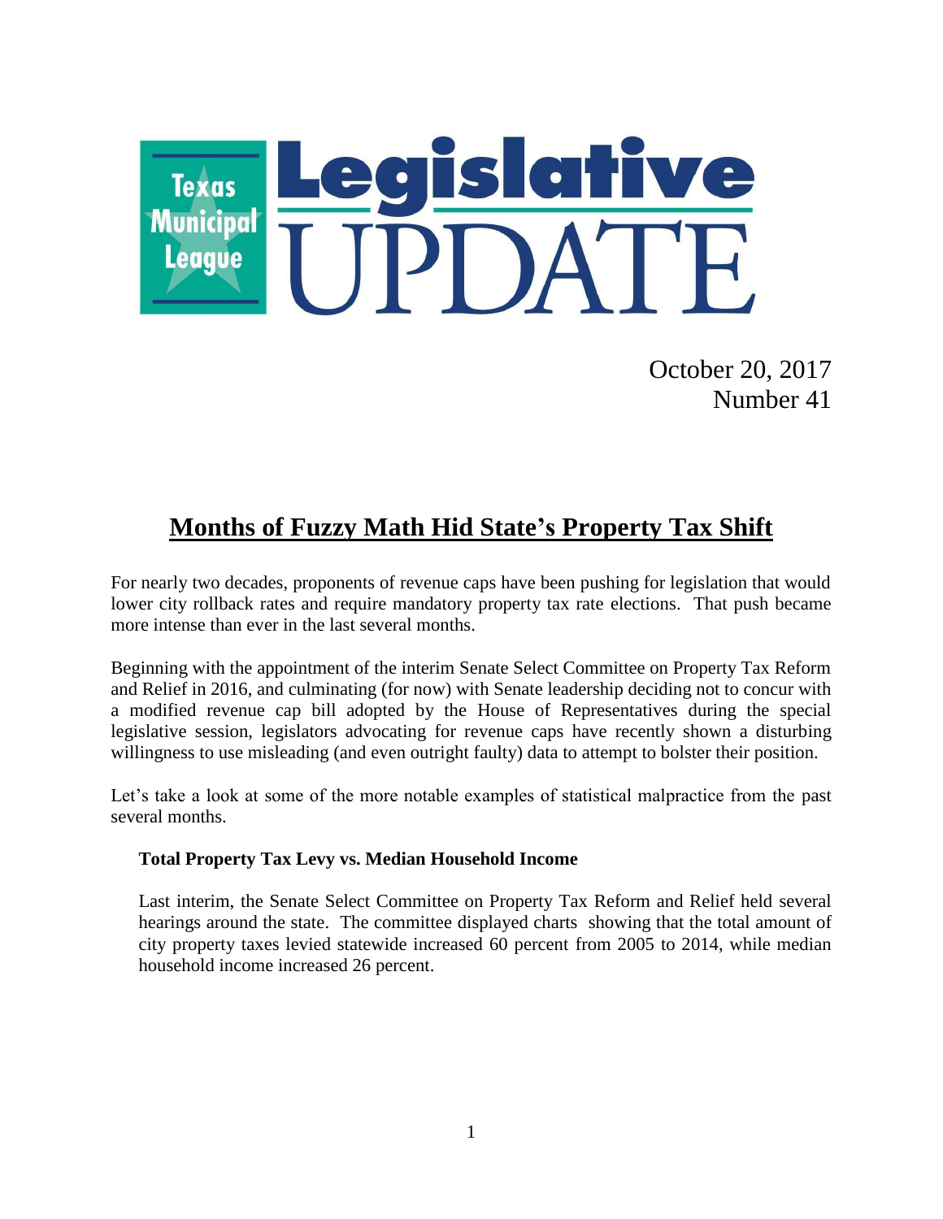# Texas Municipal League Legislative UPDATE

October 20, 2017
Number 41

## Months of Fuzzy Math Hid State's Property Tax Shift

For nearly two decades, proponents of revenue caps have been pushing for legislation that would lower city rollback rates and require mandatory property tax rate elections. That push became more intense than ever in the last several months.

Beginning with the appointment of the interim Senate Select Committee on Property Tax Reform and Relief in 2016, and culminating (for now) with Senate leadership deciding not to concur with a modified revenue cap bill adopted by the House of Representatives during the special legislative session, legislators advocating for revenue caps have recently shown a disturbing willingness to use misleading (and even outright faulty) data to attempt to bolster their position.

Let's take a look at some of the more notable examples of statistical malpractice from the past several months.

### Total Property Tax Levy vs. Median Household Income

Last interim, the Senate Select Committee on Property Tax Reform and Relief held several hearings around the state. The committee displayed charts showing that the total amount of city property taxes levied statewide increased 60 percent from 2005 to 2014, while median household income increased 26 percent.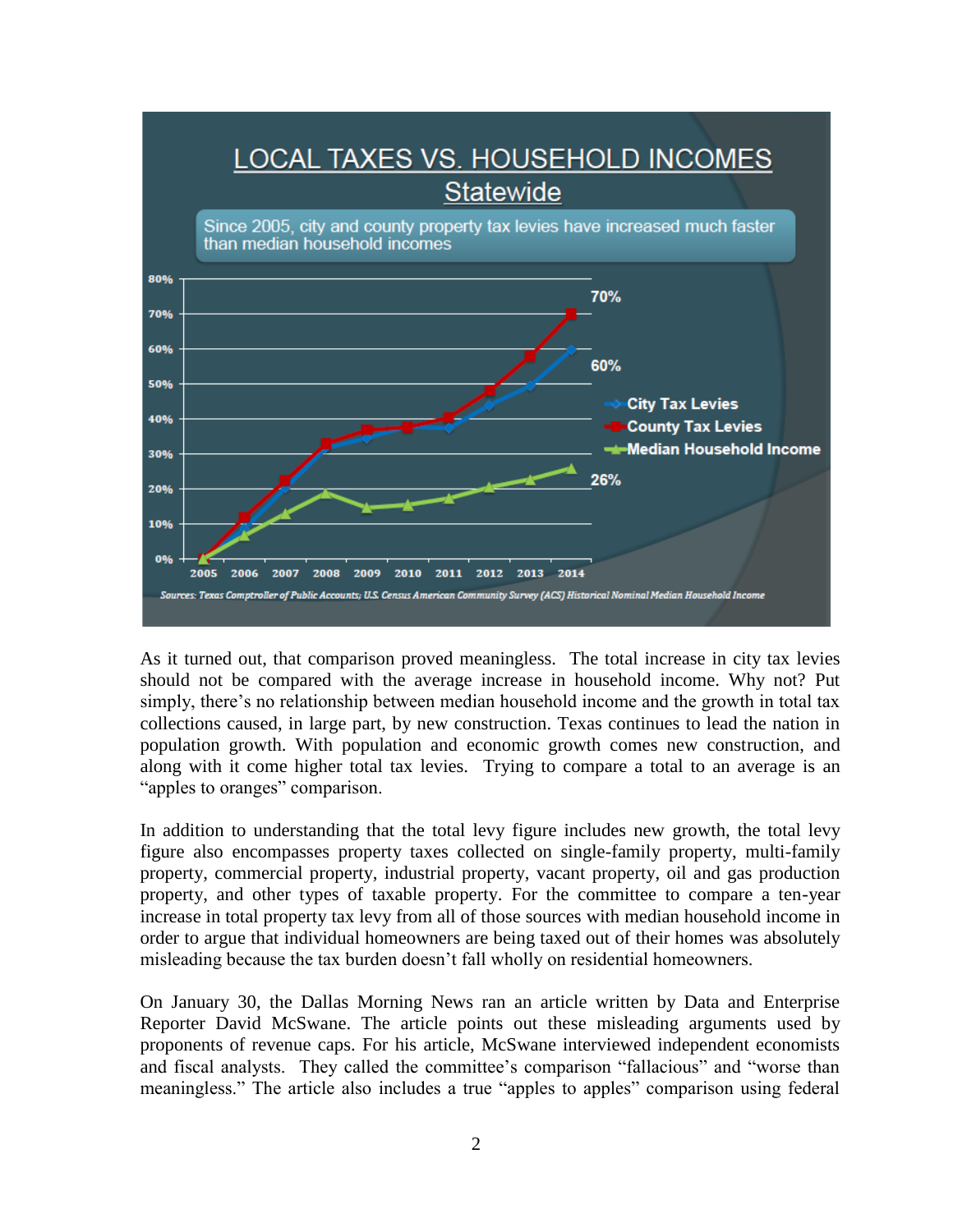## LOCAL TAXES VS. HOUSEHOLD INCOMES

### Statewide

Since 2005, city and county property tax levies have increased much faster than median household incomes

| Year | City Tax Levies | County Tax Levies | Median Household Income |
|---|---|---|---|
| 2005 | 0% | 0% | 0% |
| 2014 | 60% | 70% | 26% |

*Sources: Texas Comptroller of Public Accounts; U.S. Census American Community Survey (ACS) Historical Nominal Median Household Income*

As it turned out, that comparison proved meaningless. The total increase in city tax levies should not be compared with the average increase in household income. Why not? Put simply, there's no relationship between median household income and the growth in total tax collections caused, in large part, by new construction. Texas continues to lead the nation in population growth. With population and economic growth comes new construction, and along with it come higher total tax levies. Trying to compare a total to an average is an "apples to oranges" comparison.

In addition to understanding that the total levy figure includes new growth, the total levy figure also encompasses property taxes collected on single-family property, multi-family property, commercial property, industrial property, vacant property, oil and gas production property, and other types of taxable property. For the committee to compare a ten-year increase in total property tax levy from all of those sources with median household income in order to argue that individual homeowners are being taxed out of their homes was absolutely misleading because the tax burden doesn't fall wholly on residential homeowners.

On January 30, the Dallas Morning News ran an article written by Data and Enterprise Reporter David McSwane. The article points out these misleading arguments used by proponents of revenue caps. For his article, McSwane interviewed independent economists and fiscal analysts. They called the committee's comparison "fallacious" and "worse than meaningless." The article also includes a true "apples to apples" comparison using federal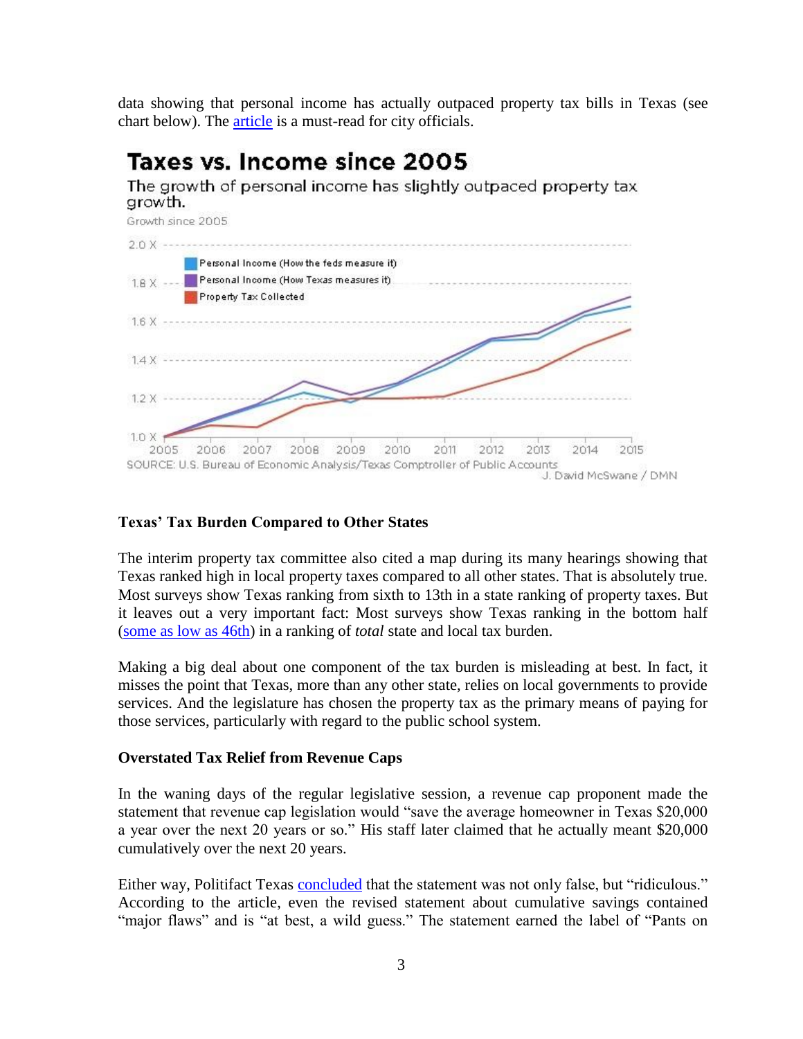data showing that personal income has actually outpaced property tax bills in Texas (see chart below). The article is a must-read for city officials.

**Taxes vs. Income since 2005**

The growth of personal income has slightly outpaced property tax growth.

Growth since 2005

- Personal Income (How the feds measure it)
- Personal Income (How Texas measures it)
- Property Tax Collected

SOURCE: U.S. Bureau of Economic Analysis/Texas Comptroller of Public Accounts

J. David McSwane / DMN

### Texas' Tax Burden Compared to Other States

The interim property tax committee also cited a map during its many hearings showing that Texas ranked high in local property taxes compared to all other states. That is absolutely true. Most surveys show Texas ranking from sixth to 13th in a state ranking of property taxes. But it leaves out a very important fact: Most surveys show Texas ranking in the bottom half (some as low as 46th) in a ranking of *total* state and local tax burden.

Making a big deal about one component of the tax burden is misleading at best. In fact, it misses the point that Texas, more than any other state, relies on local governments to provide services. And the legislature has chosen the property tax as the primary means of paying for those services, particularly with regard to the public school system.

### Overstated Tax Relief from Revenue Caps

In the waning days of the regular legislative session, a revenue cap proponent made the statement that revenue cap legislation would "save the average homeowner in Texas $20,000 a year over the next 20 years or so." His staff later claimed that he actually meant $20,000 cumulatively over the next 20 years.

Either way, Politifact Texas concluded that the statement was not only false, but "ridiculous." According to the article, even the revised statement about cumulative savings contained "major flaws" and is "at best, a wild guess." The statement earned the label of "Pants on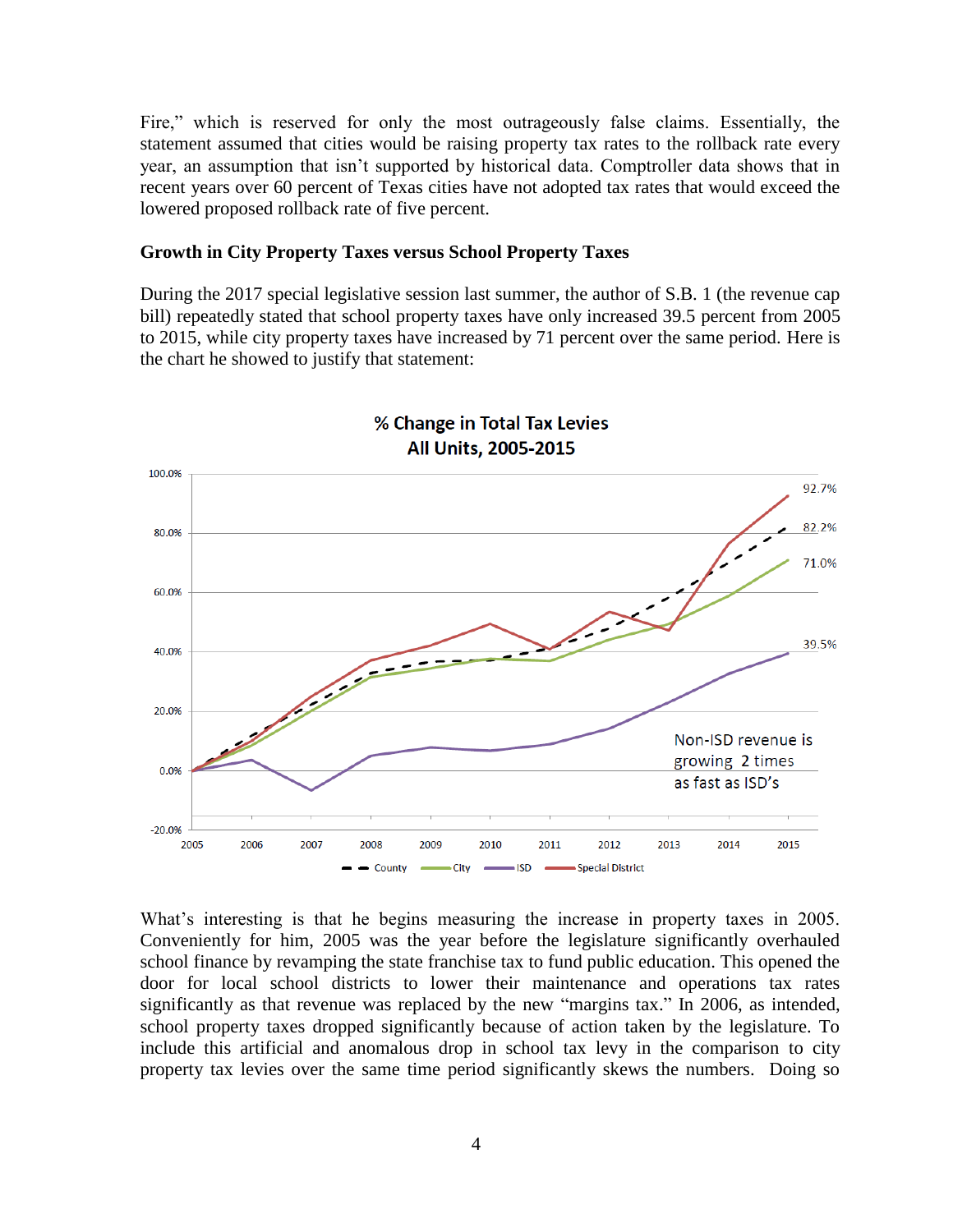Fire," which is reserved for only the most outrageously false claims. Essentially, the statement assumed that cities would be raising property tax rates to the rollback rate every year, an assumption that isn't supported by historical data. Comptroller data shows that in recent years over 60 percent of Texas cities have not adopted tax rates that would exceed the lowered proposed rollback rate of five percent.

**Growth in City Property Taxes versus School Property Taxes**

During the 2017 special legislative session last summer, the author of S.B. 1 (the revenue cap bill) repeatedly stated that school property taxes have only increased 39.5 percent from 2005 to 2015, while city property taxes have increased by 71 percent over the same period. Here is the chart he showed to justify that statement:

**% Change in Total Tax Levies**
**All Units, 2005-2015**

Special District: 92.7% · County: 82.2% · City: 71.0% · ISD: 39.5%

Non-ISD revenue is growing 2 times as fast as ISD's

What's interesting is that he begins measuring the increase in property taxes in 2005. Conveniently for him, 2005 was the year before the legislature significantly overhauled school finance by revamping the state franchise tax to fund public education. This opened the door for local school districts to lower their maintenance and operations tax rates significantly as that revenue was replaced by the new "margins tax." In 2006, as intended, school property taxes dropped significantly because of action taken by the legislature. To include this artificial and anomalous drop in school tax levy in the comparison to city property tax levies over the same time period significantly skews the numbers. Doing so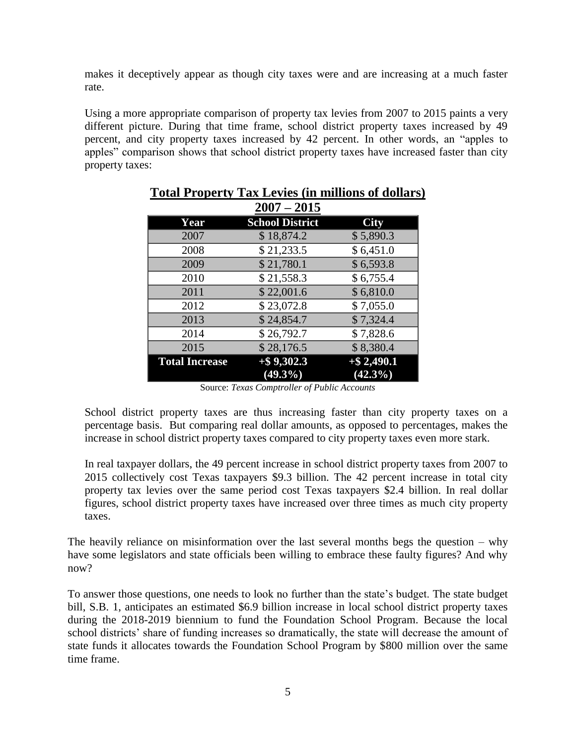makes it deceptively appear as though city taxes were and are increasing at a much faster rate.

Using a more appropriate comparison of property tax levies from 2007 to 2015 paints a very different picture. During that time frame, school district property taxes increased by 49 percent, and city property taxes increased by 42 percent. In other words, an "apples to apples" comparison shows that school district property taxes have increased faster than city property taxes:

**Total Property Tax Levies (in millions of dollars)**
**2007 – 2015**

| Year | School District | City |
|---|---|---|
| 2007 | $ 18,874.2 | $ 5,890.3 |
| 2008 | $ 21,233.5 | $ 6,451.0 |
| 2009 | $ 21,780.1 | $ 6,593.8 |
| 2010 | $ 21,558.3 | $ 6,755.4 |
| 2011 | $ 22,001.6 | $ 6,810.0 |
| 2012 | $ 23,072.8 | $ 7,055.0 |
| 2013 | $ 24,854.7 | $ 7,324.4 |
| 2014 | $ 26,792.7 | $ 7,828.6 |
| 2015 | $ 28,176.5 | $ 8,380.4 |
| **Total Increase** | **+$ 9,302.3 (49.3%)** | **+$ 2,490.1 (42.3%)** |

Source: *Texas Comptroller of Public Accounts*

School district property taxes are thus increasing faster than city property taxes on a percentage basis. But comparing real dollar amounts, as opposed to percentages, makes the increase in school district property taxes compared to city property taxes even more stark.

In real taxpayer dollars, the 49 percent increase in school district property taxes from 2007 to 2015 collectively cost Texas taxpayers $9.3 billion. The 42 percent increase in total city property tax levies over the same period cost Texas taxpayers $2.4 billion. In real dollar figures, school district property taxes have increased over three times as much city property taxes.

The heavily reliance on misinformation over the last several months begs the question – why have some legislators and state officials been willing to embrace these faulty figures? And why now?

To answer those questions, one needs to look no further than the state's budget. The state budget bill, S.B. 1, anticipates an estimated $6.9 billion increase in local school district property taxes during the 2018-2019 biennium to fund the Foundation School Program. Because the local school districts' share of funding increases so dramatically, the state will decrease the amount of state funds it allocates towards the Foundation School Program by $800 million over the same time frame.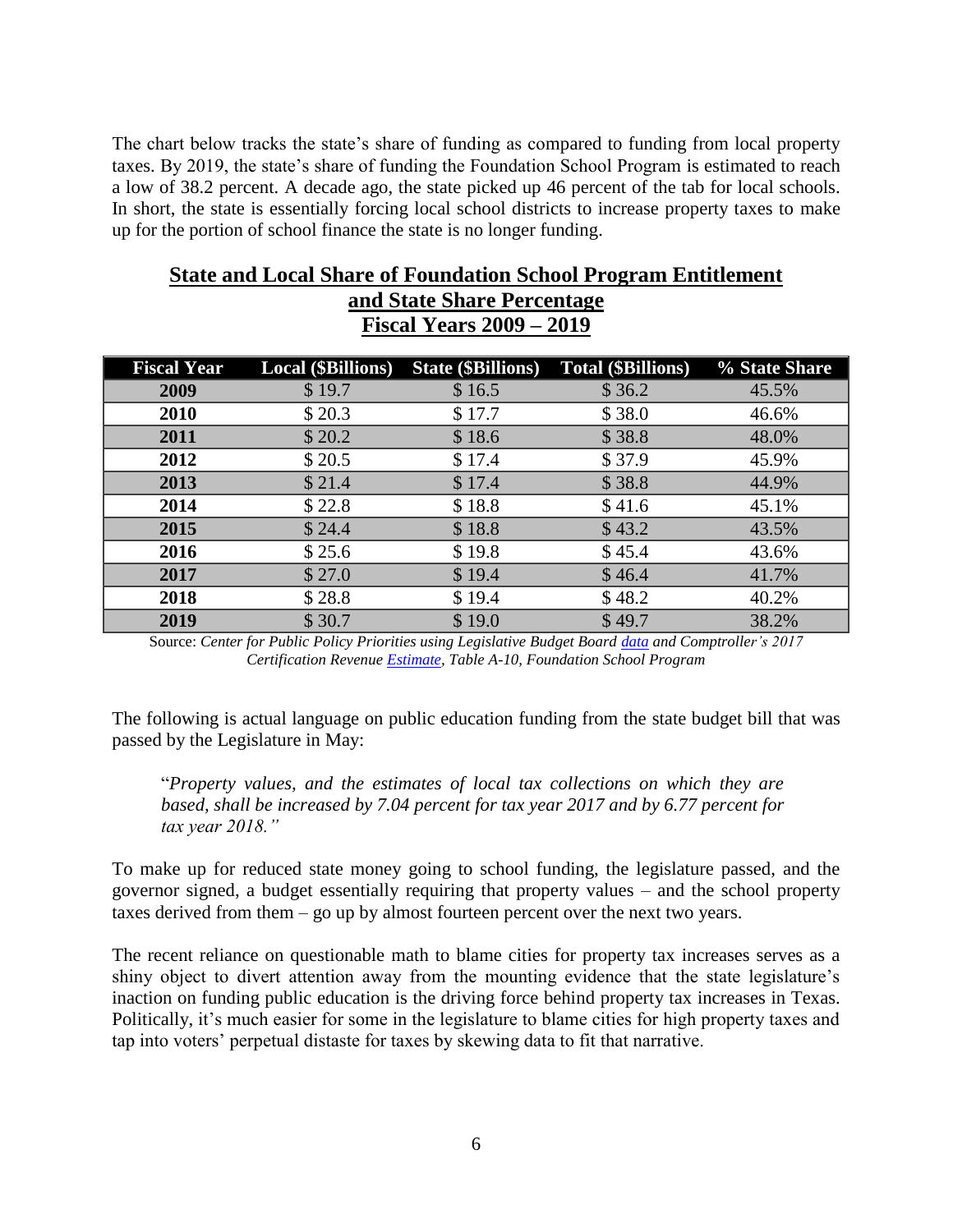The chart below tracks the state's share of funding as compared to funding from local property taxes. By 2019, the state's share of funding the Foundation School Program is estimated to reach a low of 38.2 percent. A decade ago, the state picked up 46 percent of the tab for local schools. In short, the state is essentially forcing local school districts to increase property taxes to make up for the portion of school finance the state is no longer funding.

**State and Local Share of Foundation School Program Entitlement and State Share Percentage Fiscal Years 2009 – 2019**

| Fiscal Year | Local ($Billions) | State ($Billions) | Total ($Billions) | % State Share |
|---|---|---|---|---|
| **2009** | $ 19.7 | $ 16.5 | $ 36.2 | 45.5% |
| **2010** | $ 20.3 | $ 17.7 | $ 38.0 | 46.6% |
| **2011** | $ 20.2 | $ 18.6 | $ 38.8 | 48.0% |
| **2012** | $ 20.5 | $ 17.4 | $ 37.9 | 45.9% |
| **2013** | $ 21.4 | $ 17.4 | $ 38.8 | 44.9% |
| **2014** | $ 22.8 | $ 18.8 | $ 41.6 | 45.1% |
| **2015** | $ 24.4 | $ 18.8 | $ 43.2 | 43.5% |
| **2016** | $ 25.6 | $ 19.8 | $ 45.4 | 43.6% |
| **2017** | $ 27.0 | $ 19.4 | $ 46.4 | 41.7% |
| **2018** | $ 28.8 | $ 19.4 | $ 48.2 | 40.2% |
| **2019** | $ 30.7 | $ 19.0 | $ 49.7 | 38.2% |

Source: *Center for Public Policy Priorities using Legislative Budget Board data and Comptroller's 2017 Certification Revenue Estimate, Table A-10, Foundation School Program*

The following is actual language on public education funding from the state budget bill that was passed by the Legislature in May:

> "*Property values, and the estimates of local tax collections on which they are based, shall be increased by 7.04 percent for tax year 2017 and by 6.77 percent for tax year 2018.*"

To make up for reduced state money going to school funding, the legislature passed, and the governor signed, a budget essentially requiring that property values – and the school property taxes derived from them – go up by almost fourteen percent over the next two years.

The recent reliance on questionable math to blame cities for property tax increases serves as a shiny object to divert attention away from the mounting evidence that the state legislature's inaction on funding public education is the driving force behind property tax increases in Texas. Politically, it's much easier for some in the legislature to blame cities for high property taxes and tap into voters' perpetual distaste for taxes by skewing data to fit that narrative.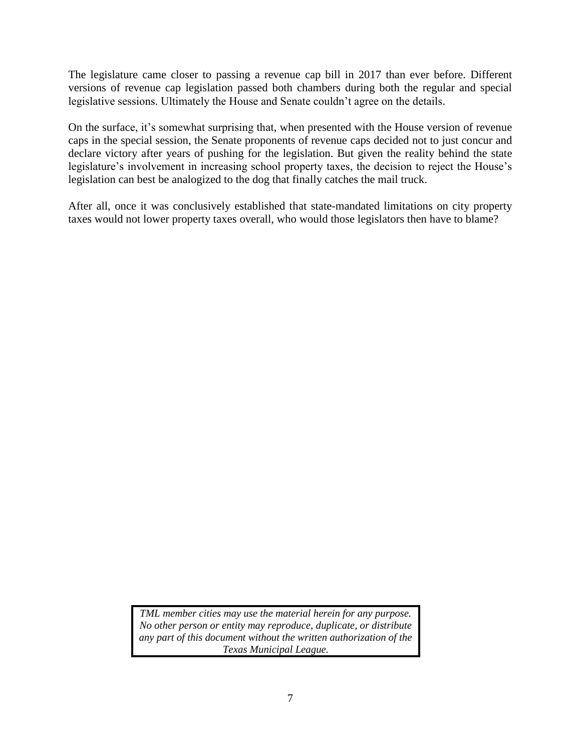The legislature came closer to passing a revenue cap bill in 2017 than ever before. Different versions of revenue cap legislation passed both chambers during both the regular and special legislative sessions. Ultimately the House and Senate couldn't agree on the details.

On the surface, it's somewhat surprising that, when presented with the House version of revenue caps in the special session, the Senate proponents of revenue caps decided not to just concur and declare victory after years of pushing for the legislation. But given the reality behind the state legislature's involvement in increasing school property taxes, the decision to reject the House's legislation can best be analogized to the dog that finally catches the mail truck.

After all, once it was conclusively established that state-mandated limitations on city property taxes would not lower property taxes overall, who would those legislators then have to blame?

*TML member cities may use the material herein for any purpose. No other person or entity may reproduce, duplicate, or distribute any part of this document without the written authorization of the Texas Municipal League.*